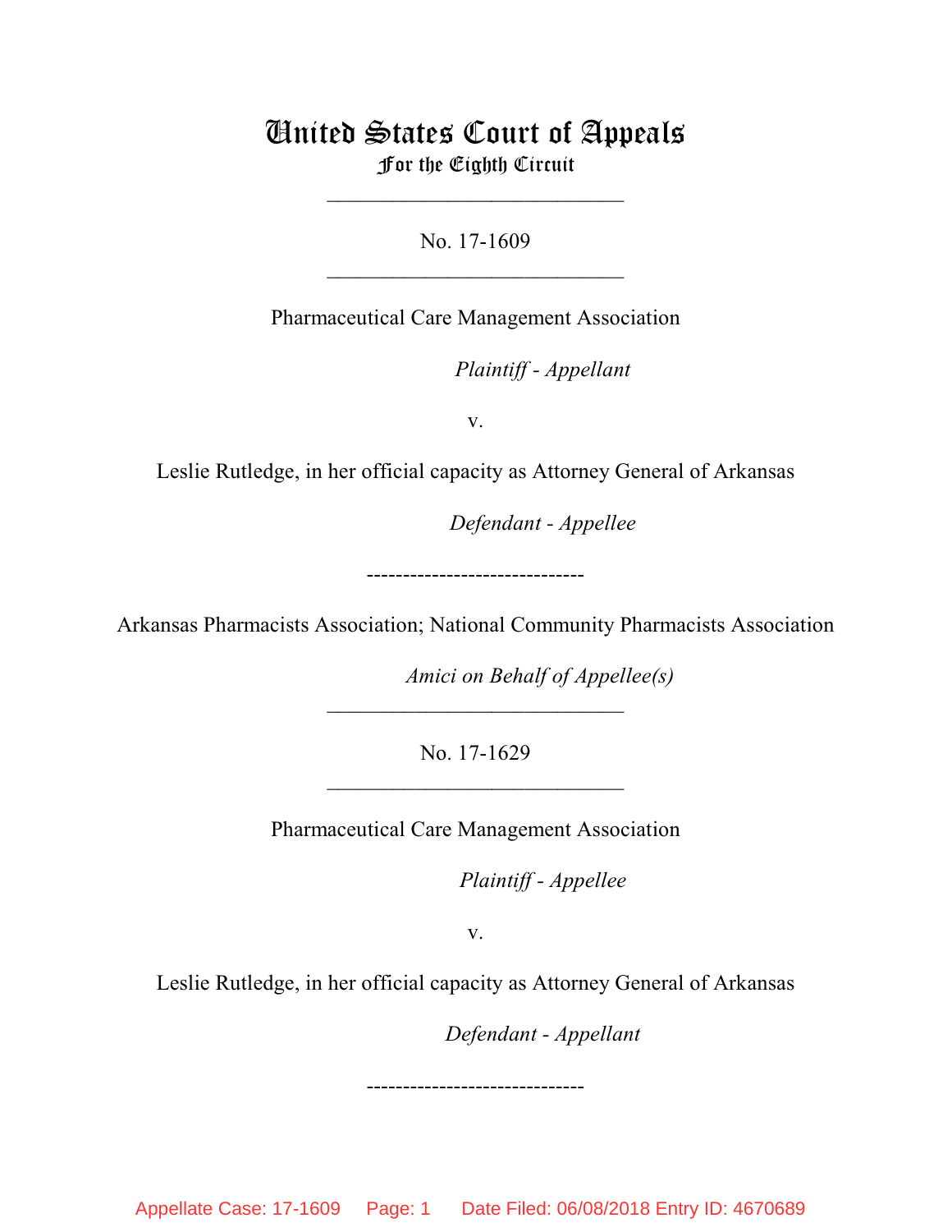# United States Court of Appeals
## For the Eighth Circuit

___________________________

No. 17-1609

___________________________

Pharmaceutical Care Management Association

*Plaintiff - Appellant*

v.

Leslie Rutledge, in her official capacity as Attorney General of Arkansas

*Defendant - Appellee*

------------------------------

Arkansas Pharmacists Association; National Community Pharmacists Association

*Amici on Behalf of Appellee(s)*

___________________________

No. 17-1629

___________________________

Pharmaceutical Care Management Association

*Plaintiff - Appellee*

v.

Leslie Rutledge, in her official capacity as Attorney General of Arkansas

*Defendant - Appellant*

------------------------------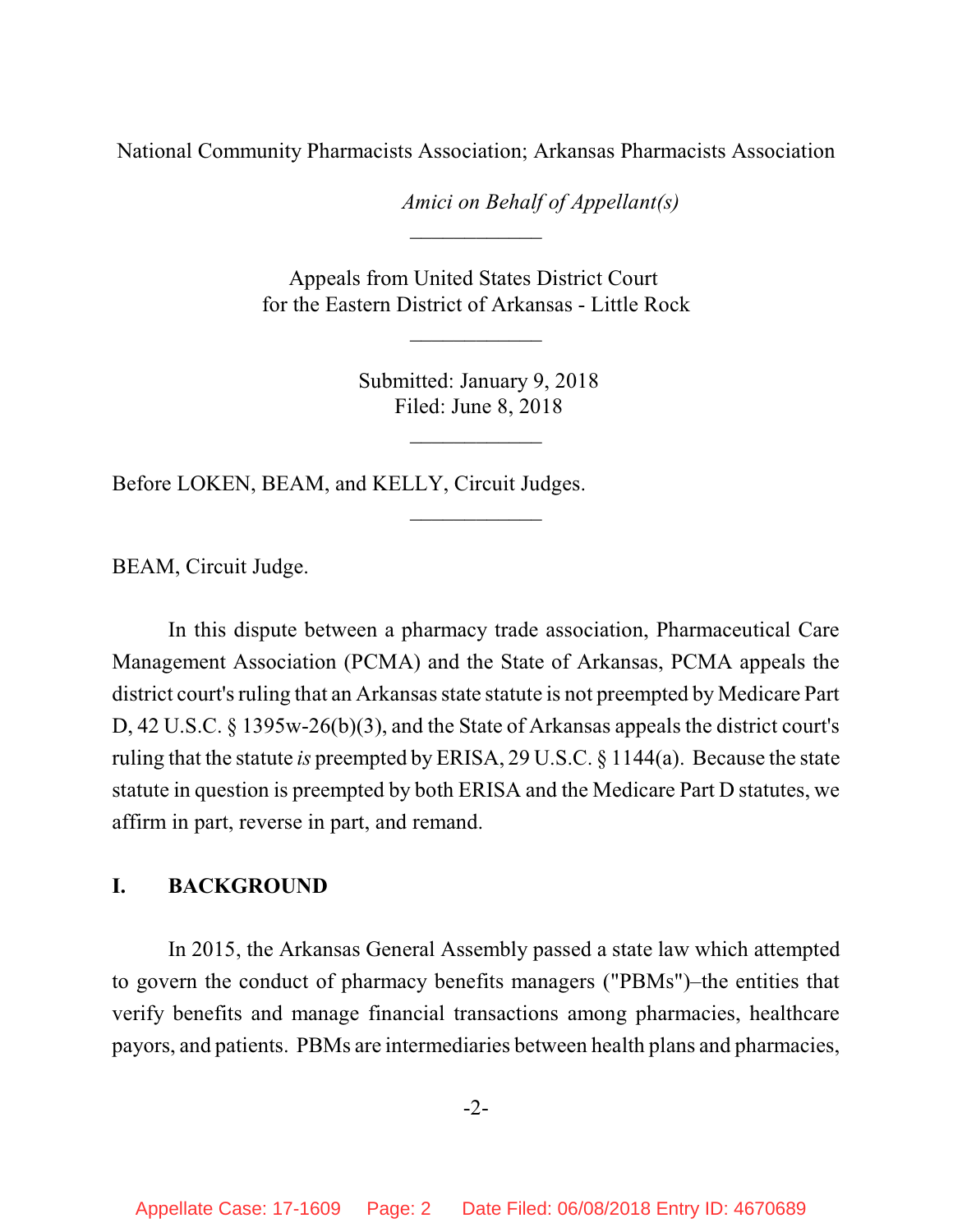National Community Pharmacists Association; Arkansas Pharmacists Association

*Amici on Behalf of Appellant(s)*

____________

Appeals from United States District Court
for the Eastern District of Arkansas - Little Rock

____________

Submitted: January 9, 2018
Filed: June 8, 2018

____________

Before LOKEN, BEAM, and KELLY, Circuit Judges.

____________

BEAM, Circuit Judge.

In this dispute between a pharmacy trade association, Pharmaceutical Care Management Association (PCMA) and the State of Arkansas, PCMA appeals the district court's ruling that an Arkansas state statute is not preempted by Medicare Part D, 42 U.S.C. § 1395w-26(b)(3), and the State of Arkansas appeals the district court's ruling that the statute *is* preempted by ERISA, 29 U.S.C. § 1144(a). Because the state statute in question is preempted by both ERISA and the Medicare Part D statutes, we affirm in part, reverse in part, and remand.

## I. BACKGROUND

In 2015, the Arkansas General Assembly passed a state law which attempted to govern the conduct of pharmacy benefits managers ("PBMs")–the entities that verify benefits and manage financial transactions among pharmacies, healthcare payors, and patients. PBMs are intermediaries between health plans and pharmacies,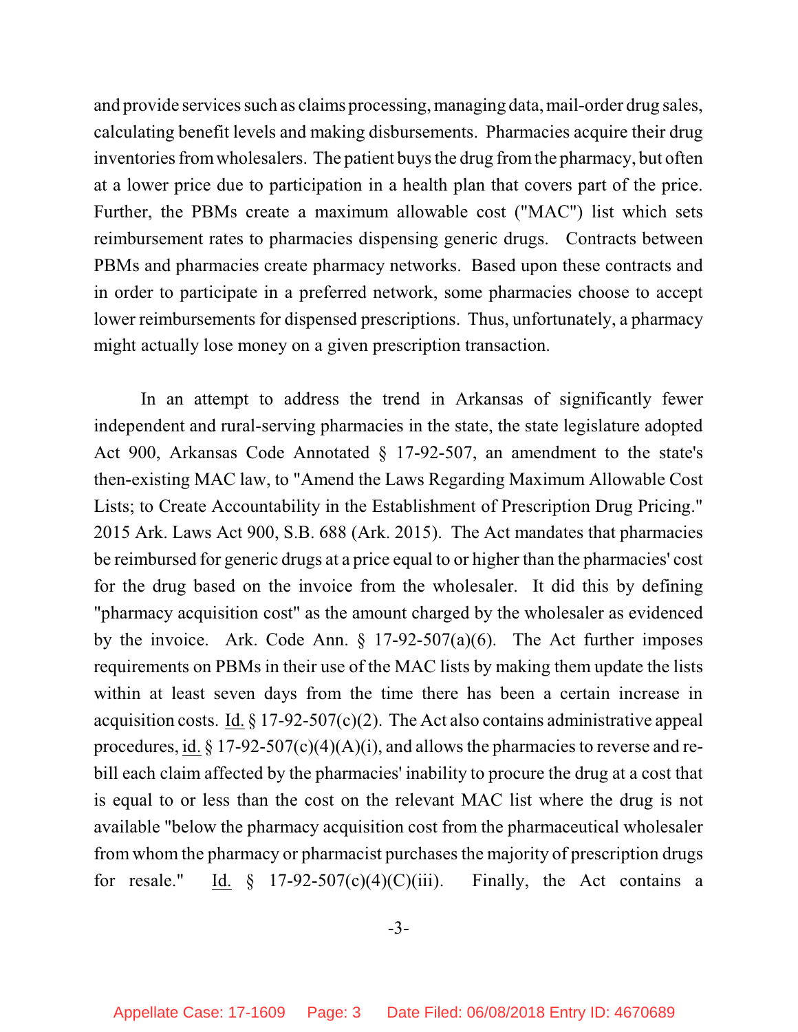and provide services such as claims processing, managing data, mail-order drug sales, calculating benefit levels and making disbursements. Pharmacies acquire their drug inventories from wholesalers. The patient buys the drug from the pharmacy, but often at a lower price due to participation in a health plan that covers part of the price. Further, the PBMs create a maximum allowable cost ("MAC") list which sets reimbursement rates to pharmacies dispensing generic drugs. Contracts between PBMs and pharmacies create pharmacy networks. Based upon these contracts and in order to participate in a preferred network, some pharmacies choose to accept lower reimbursements for dispensed prescriptions. Thus, unfortunately, a pharmacy might actually lose money on a given prescription transaction.

In an attempt to address the trend in Arkansas of significantly fewer independent and rural-serving pharmacies in the state, the state legislature adopted Act 900, Arkansas Code Annotated § 17-92-507, an amendment to the state's then-existing MAC law, to "Amend the Laws Regarding Maximum Allowable Cost Lists; to Create Accountability in the Establishment of Prescription Drug Pricing." 2015 Ark. Laws Act 900, S.B. 688 (Ark. 2015). The Act mandates that pharmacies be reimbursed for generic drugs at a price equal to or higher than the pharmacies' cost for the drug based on the invoice from the wholesaler. It did this by defining "pharmacy acquisition cost" as the amount charged by the wholesaler as evidenced by the invoice. Ark. Code Ann. § 17-92-507(a)(6). The Act further imposes requirements on PBMs in their use of the MAC lists by making them update the lists within at least seven days from the time there has been a certain increase in acquisition costs. Id. § 17-92-507(c)(2). The Act also contains administrative appeal procedures, id. § 17-92-507(c)(4)(A)(i), and allows the pharmacies to reverse and re-bill each claim affected by the pharmacies' inability to procure the drug at a cost that is equal to or less than the cost on the relevant MAC list where the drug is not available "below the pharmacy acquisition cost from the pharmaceutical wholesaler from whom the pharmacy or pharmacist purchases the majority of prescription drugs for resale." Id. § 17-92-507(c)(4)(C)(iii). Finally, the Act contains a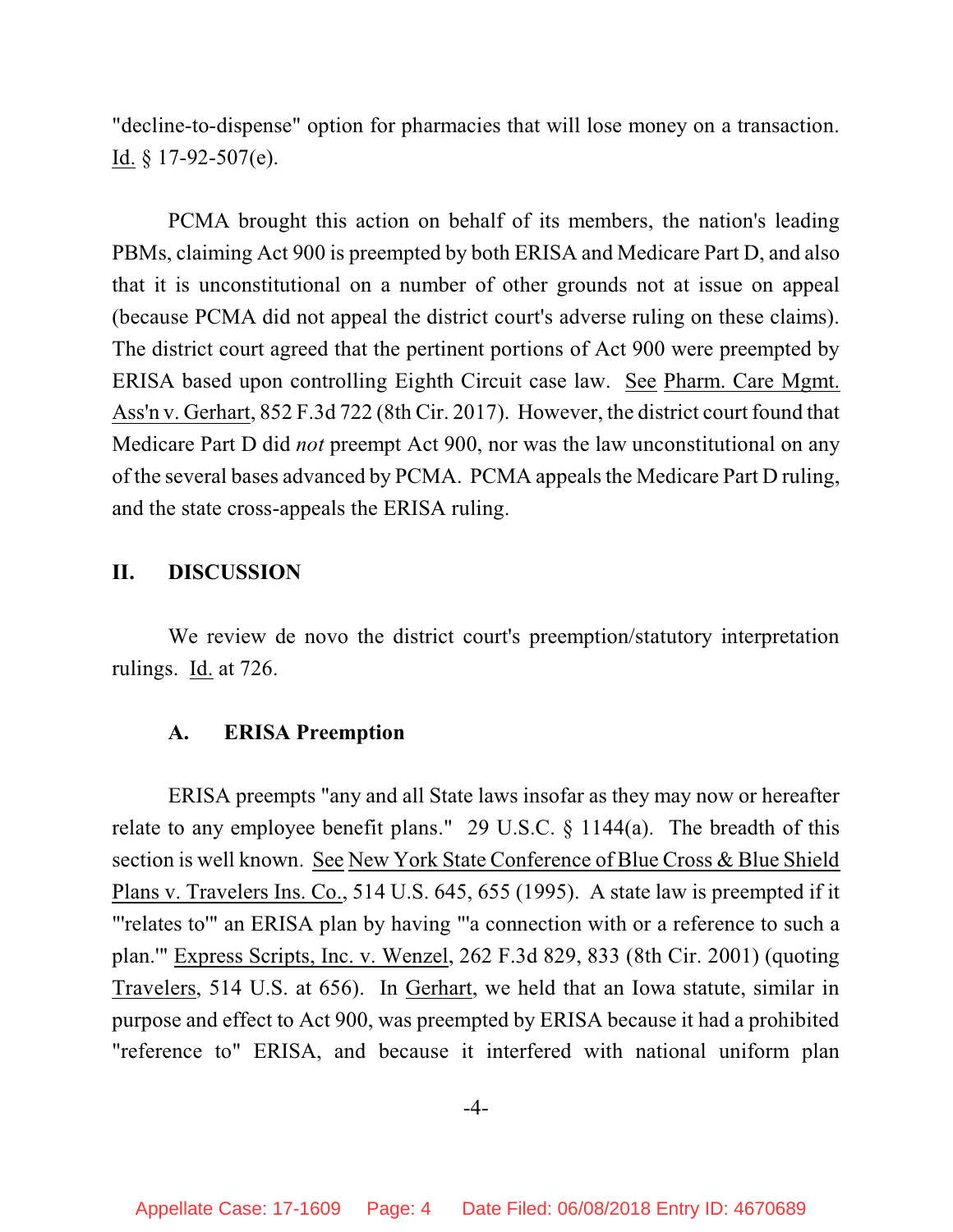"decline-to-dispense" option for pharmacies that will lose money on a transaction. Id. § 17-92-507(e).

PCMA brought this action on behalf of its members, the nation's leading PBMs, claiming Act 900 is preempted by both ERISA and Medicare Part D, and also that it is unconstitutional on a number of other grounds not at issue on appeal (because PCMA did not appeal the district court's adverse ruling on these claims). The district court agreed that the pertinent portions of Act 900 were preempted by ERISA based upon controlling Eighth Circuit case law. See Pharm. Care Mgmt. Ass'n v. Gerhart, 852 F.3d 722 (8th Cir. 2017). However, the district court found that Medicare Part D did *not* preempt Act 900, nor was the law unconstitutional on any of the several bases advanced by PCMA. PCMA appeals the Medicare Part D ruling, and the state cross-appeals the ERISA ruling.

## II. DISCUSSION

We review de novo the district court's preemption/statutory interpretation rulings. Id. at 726.

### A. ERISA Preemption

ERISA preempts "any and all State laws insofar as they may now or hereafter relate to any employee benefit plans." 29 U.S.C. § 1144(a). The breadth of this section is well known. See New York State Conference of Blue Cross & Blue Shield Plans v. Travelers Ins. Co., 514 U.S. 645, 655 (1995). A state law is preempted if it "'relates to'" an ERISA plan by having "'a connection with or a reference to such a plan.'" Express Scripts, Inc. v. Wenzel, 262 F.3d 829, 833 (8th Cir. 2001) (quoting Travelers, 514 U.S. at 656). In Gerhart, we held that an Iowa statute, similar in purpose and effect to Act 900, was preempted by ERISA because it had a prohibited "reference to" ERISA, and because it interfered with national uniform plan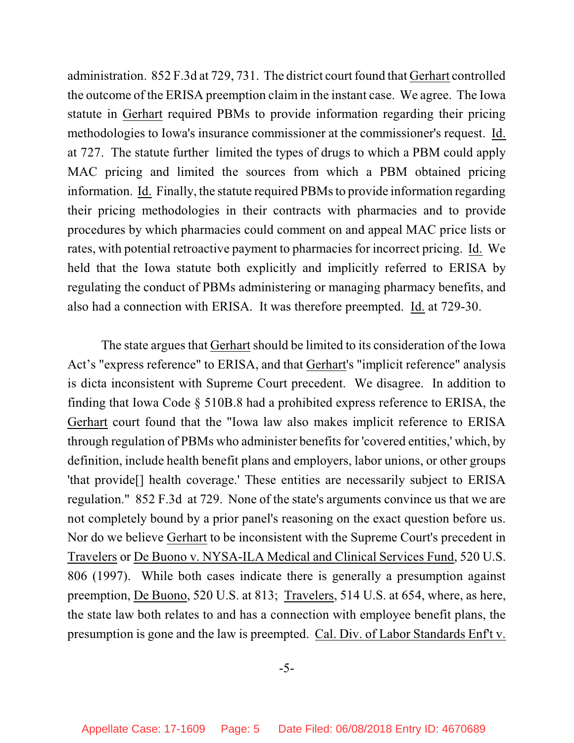administration. 852 F.3d at 729, 731. The district court found that Gerhart controlled the outcome of the ERISA preemption claim in the instant case. We agree. The Iowa statute in Gerhart required PBMs to provide information regarding their pricing methodologies to Iowa's insurance commissioner at the commissioner's request. Id. at 727. The statute further limited the types of drugs to which a PBM could apply MAC pricing and limited the sources from which a PBM obtained pricing information. Id. Finally, the statute required PBMs to provide information regarding their pricing methodologies in their contracts with pharmacies and to provide procedures by which pharmacies could comment on and appeal MAC price lists or rates, with potential retroactive payment to pharmacies for incorrect pricing. Id. We held that the Iowa statute both explicitly and implicitly referred to ERISA by regulating the conduct of PBMs administering or managing pharmacy benefits, and also had a connection with ERISA. It was therefore preempted. Id. at 729-30.

The state argues that Gerhart should be limited to its consideration of the Iowa Act's "express reference" to ERISA, and that Gerhart's "implicit reference" analysis is dicta inconsistent with Supreme Court precedent. We disagree. In addition to finding that Iowa Code § 510B.8 had a prohibited express reference to ERISA, the Gerhart court found that the "Iowa law also makes implicit reference to ERISA through regulation of PBMs who administer benefits for 'covered entities,' which, by definition, include health benefit plans and employers, labor unions, or other groups 'that provide[] health coverage.' These entities are necessarily subject to ERISA regulation." 852 F.3d at 729. None of the state's arguments convince us that we are not completely bound by a prior panel's reasoning on the exact question before us. Nor do we believe Gerhart to be inconsistent with the Supreme Court's precedent in Travelers or De Buono v. NYSA-ILA Medical and Clinical Services Fund, 520 U.S. 806 (1997). While both cases indicate there is generally a presumption against preemption, De Buono, 520 U.S. at 813; Travelers, 514 U.S. at 654, where, as here, the state law both relates to and has a connection with employee benefit plans, the presumption is gone and the law is preempted. Cal. Div. of Labor Standards Enf't v.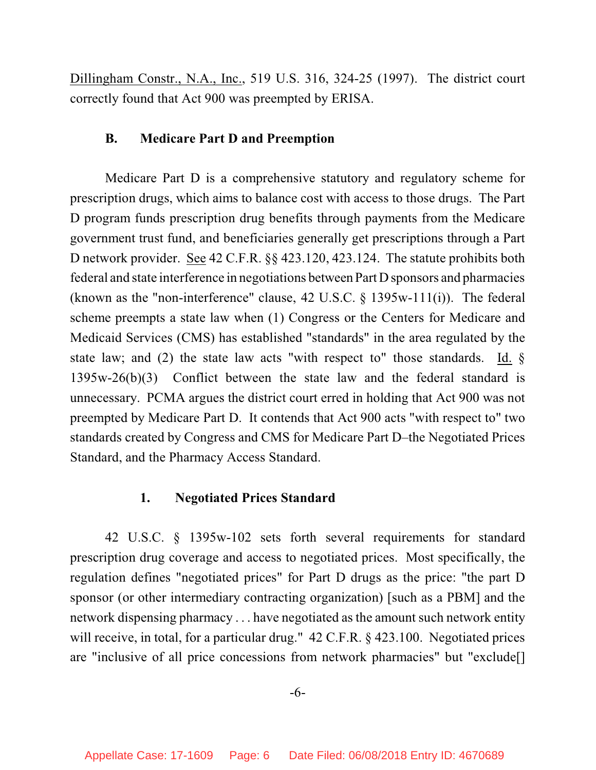Dillingham Constr., N.A., Inc., 519 U.S. 316, 324-25 (1997). The district court correctly found that Act 900 was preempted by ERISA.

### B. Medicare Part D and Preemption

Medicare Part D is a comprehensive statutory and regulatory scheme for prescription drugs, which aims to balance cost with access to those drugs. The Part D program funds prescription drug benefits through payments from the Medicare government trust fund, and beneficiaries generally get prescriptions through a Part D network provider. See 42 C.F.R. §§ 423.120, 423.124. The statute prohibits both federal and state interference in negotiations between Part D sponsors and pharmacies (known as the "non-interference" clause, 42 U.S.C. § 1395w-111(i)). The federal scheme preempts a state law when (1) Congress or the Centers for Medicare and Medicaid Services (CMS) has established "standards" in the area regulated by the state law; and (2) the state law acts "with respect to" those standards. Id. § 1395w-26(b)(3) Conflict between the state law and the federal standard is unnecessary. PCMA argues the district court erred in holding that Act 900 was not preempted by Medicare Part D. It contends that Act 900 acts "with respect to" two standards created by Congress and CMS for Medicare Part D–the Negotiated Prices Standard, and the Pharmacy Access Standard.

#### 1. Negotiated Prices Standard

42 U.S.C. § 1395w-102 sets forth several requirements for standard prescription drug coverage and access to negotiated prices. Most specifically, the regulation defines "negotiated prices" for Part D drugs as the price: "the part D sponsor (or other intermediary contracting organization) [such as a PBM] and the network dispensing pharmacy . . . have negotiated as the amount such network entity will receive, in total, for a particular drug." 42 C.F.R. § 423.100. Negotiated prices are "inclusive of all price concessions from network pharmacies" but "exclude[]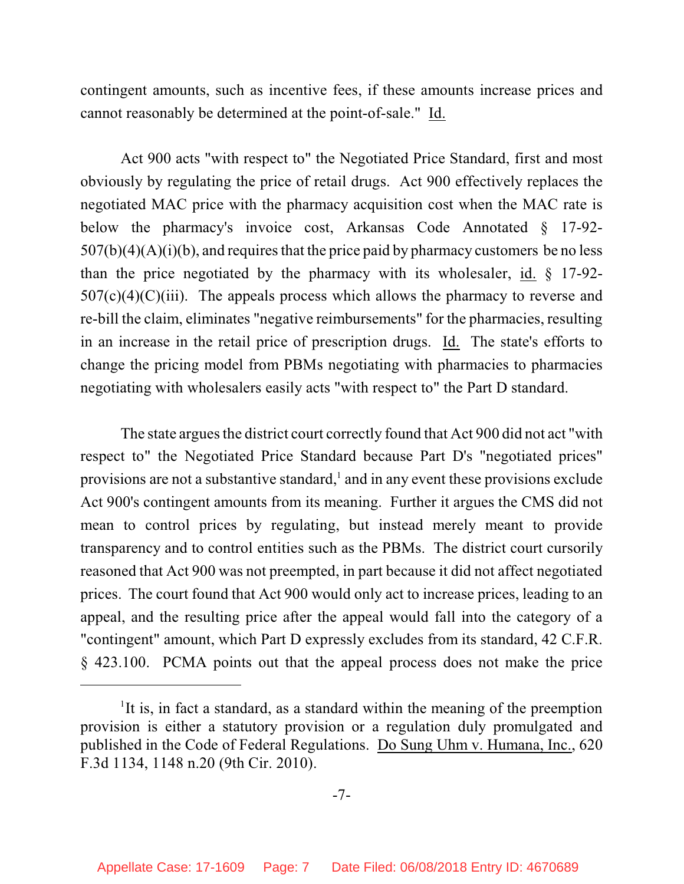contingent amounts, such as incentive fees, if these amounts increase prices and cannot reasonably be determined at the point-of-sale." Id.

Act 900 acts "with respect to" the Negotiated Price Standard, first and most obviously by regulating the price of retail drugs. Act 900 effectively replaces the negotiated MAC price with the pharmacy acquisition cost when the MAC rate is below the pharmacy's invoice cost, Arkansas Code Annotated § 17-92-507(b)(4)(A)(i)(b), and requires that the price paid by pharmacy customers be no less than the price negotiated by the pharmacy with its wholesaler, id. § 17-92-507(c)(4)(C)(iii). The appeals process which allows the pharmacy to reverse and re-bill the claim, eliminates "negative reimbursements" for the pharmacies, resulting in an increase in the retail price of prescription drugs. Id. The state's efforts to change the pricing model from PBMs negotiating with pharmacies to pharmacies negotiating with wholesalers easily acts "with respect to" the Part D standard.

The state argues the district court correctly found that Act 900 did not act "with respect to" the Negotiated Price Standard because Part D's "negotiated prices" provisions are not a substantive standard,[1] and in any event these provisions exclude Act 900's contingent amounts from its meaning. Further it argues the CMS did not mean to control prices by regulating, but instead merely meant to provide transparency and to control entities such as the PBMs. The district court cursorily reasoned that Act 900 was not preempted, in part because it did not affect negotiated prices. The court found that Act 900 would only act to increase prices, leading to an appeal, and the resulting price after the appeal would fall into the category of a "contingent" amount, which Part D expressly excludes from its standard, 42 C.F.R. § 423.100. PCMA points out that the appeal process does not make the price

[1] It is, in fact a standard, as a standard within the meaning of the preemption provision is either a statutory provision or a regulation duly promulgated and published in the Code of Federal Regulations. Do Sung Uhm v. Humana, Inc., 620 F.3d 1134, 1148 n.20 (9th Cir. 2010).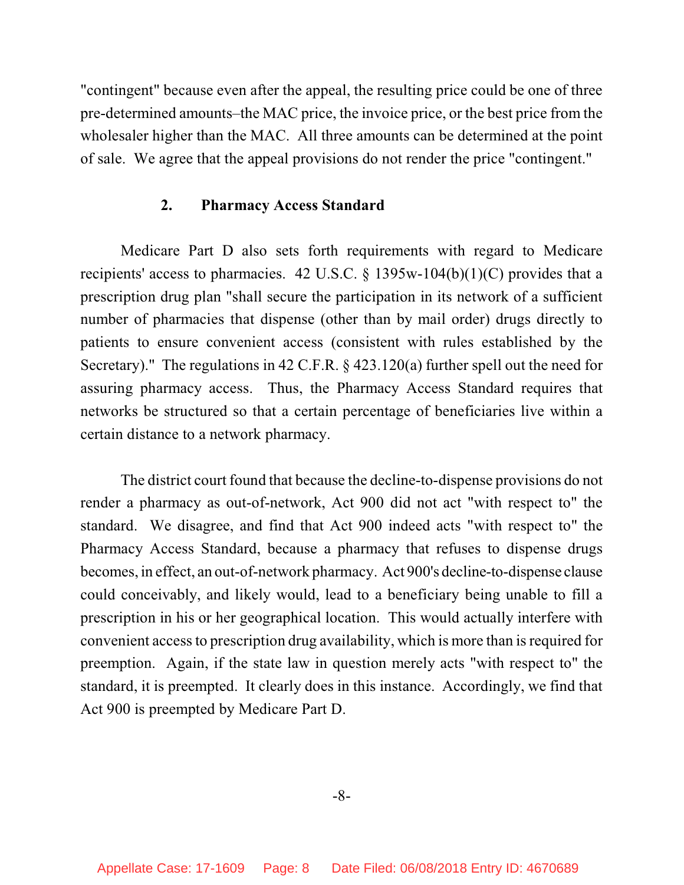"contingent" because even after the appeal, the resulting price could be one of three pre-determined amounts–the MAC price, the invoice price, or the best price from the wholesaler higher than the MAC. All three amounts can be determined at the point of sale. We agree that the appeal provisions do not render the price "contingent."

### 2. Pharmacy Access Standard

Medicare Part D also sets forth requirements with regard to Medicare recipients' access to pharmacies. 42 U.S.C. § 1395w-104(b)(1)(C) provides that a prescription drug plan "shall secure the participation in its network of a sufficient number of pharmacies that dispense (other than by mail order) drugs directly to patients to ensure convenient access (consistent with rules established by the Secretary)." The regulations in 42 C.F.R. § 423.120(a) further spell out the need for assuring pharmacy access. Thus, the Pharmacy Access Standard requires that networks be structured so that a certain percentage of beneficiaries live within a certain distance to a network pharmacy.

The district court found that because the decline-to-dispense provisions do not render a pharmacy as out-of-network, Act 900 did not act "with respect to" the standard. We disagree, and find that Act 900 indeed acts "with respect to" the Pharmacy Access Standard, because a pharmacy that refuses to dispense drugs becomes, in effect, an out-of-network pharmacy. Act 900's decline-to-dispense clause could conceivably, and likely would, lead to a beneficiary being unable to fill a prescription in his or her geographical location. This would actually interfere with convenient access to prescription drug availability, which is more than is required for preemption. Again, if the state law in question merely acts "with respect to" the standard, it is preempted. It clearly does in this instance. Accordingly, we find that Act 900 is preempted by Medicare Part D.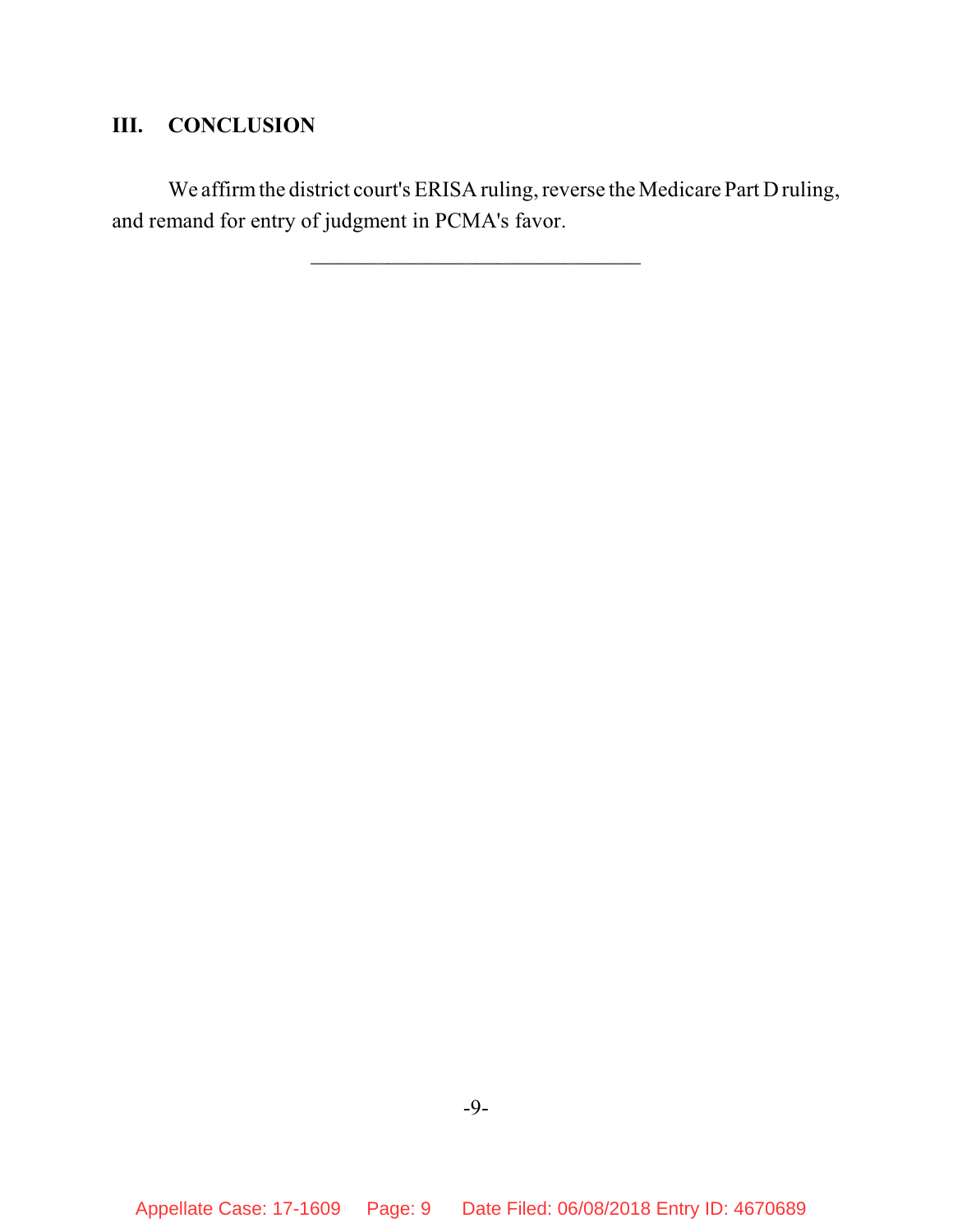## III. CONCLUSION

We affirm the district court's ERISA ruling, reverse the Medicare Part D ruling, and remand for entry of judgment in PCMA's favor.

______________________________